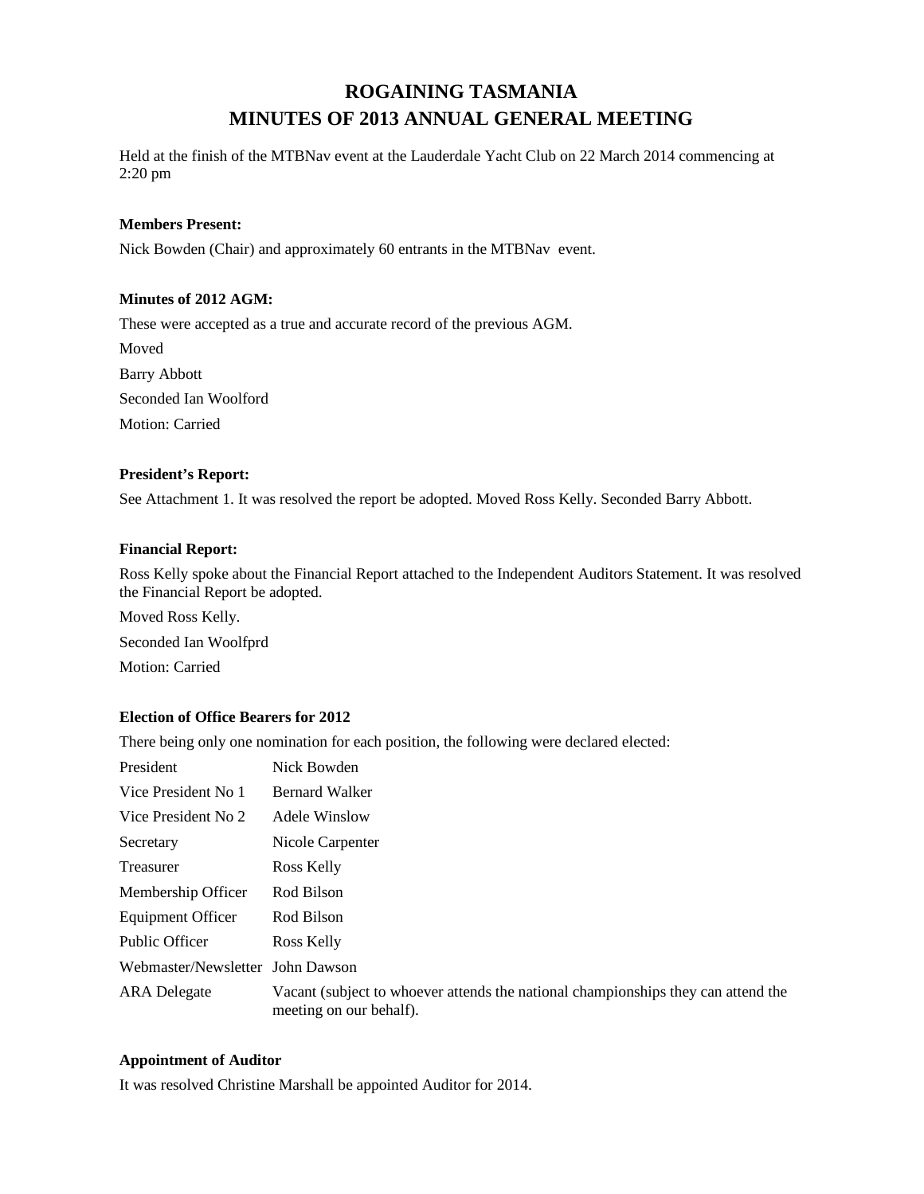# ROGAINING TASMANIA
# MINUTES OF 2013 ANNUAL GENERAL MEETING

Held at the finish of the MTBNav event at the Lauderdale Yacht Club on 22 March 2014 commencing at 2:20 pm

**Members Present:**

Nick Bowden (Chair) and approximately 60 entrants in the MTBNav event.

**Minutes of 2012 AGM:**

These were accepted as a true and accurate record of the previous AGM.

Moved

Barry Abbott

Seconded Ian Woolford

Motion: Carried

**President's Report:**

See Attachment 1. It was resolved the report be adopted. Moved Ross Kelly. Seconded Barry Abbott.

**Financial Report:**

Ross Kelly spoke about the Financial Report attached to the Independent Auditors Statement. It was resolved the Financial Report be adopted.

Moved Ross Kelly.

Seconded Ian Woolfprd

Motion: Carried

**Election of Office Bearers for 2012**

There being only one nomination for each position, the following were declared elected:

| | |
|---|---|
| President | Nick Bowden |
| Vice President No 1 | Bernard Walker |
| Vice President No 2 | Adele Winslow |
| Secretary | Nicole Carpenter |
| Treasurer | Ross Kelly |
| Membership Officer | Rod Bilson |
| Equipment Officer | Rod Bilson |
| Public Officer | Ross Kelly |
| Webmaster/Newsletter | John Dawson |
| ARA Delegate | Vacant (subject to whoever attends the national championships they can attend the meeting on our behalf). |

**Appointment of Auditor**

It was resolved Christine Marshall be appointed Auditor for 2014.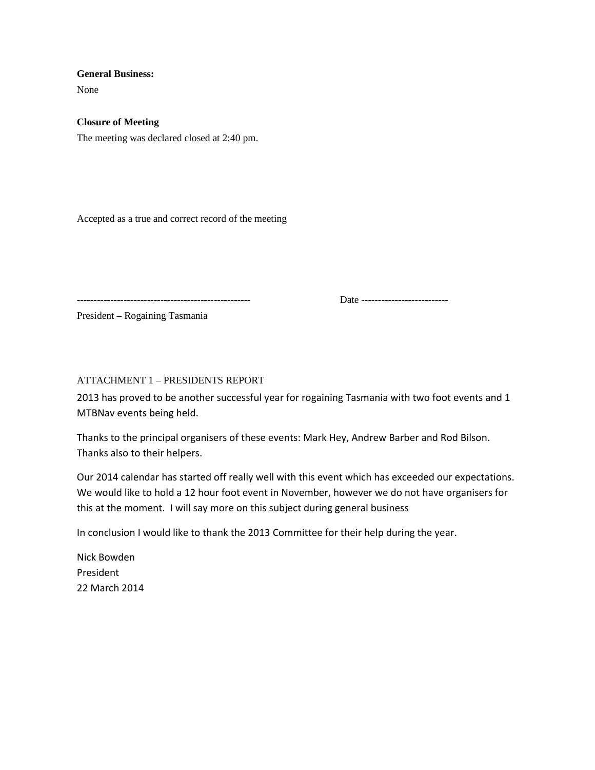**General Business:**

None

**Closure of Meeting**

The meeting was declared closed at 2:40 pm.

Accepted as a true and correct record of the meeting

---------------------------------------------------- Date --------------------------

President – Rogaining Tasmania

ATTACHMENT 1 – PRESIDENTS REPORT

2013 has proved to be another successful year for rogaining Tasmania with two foot events and 1 MTBNav events being held.

Thanks to the principal organisers of these events: Mark Hey, Andrew Barber and Rod Bilson. Thanks also to their helpers.

Our 2014 calendar has started off really well with this event which has exceeded our expectations. We would like to hold a 12 hour foot event in November, however we do not have organisers for this at the moment. I will say more on this subject during general business

In conclusion I would like to thank the 2013 Committee for their help during the year.

Nick Bowden
President
22 March 2014